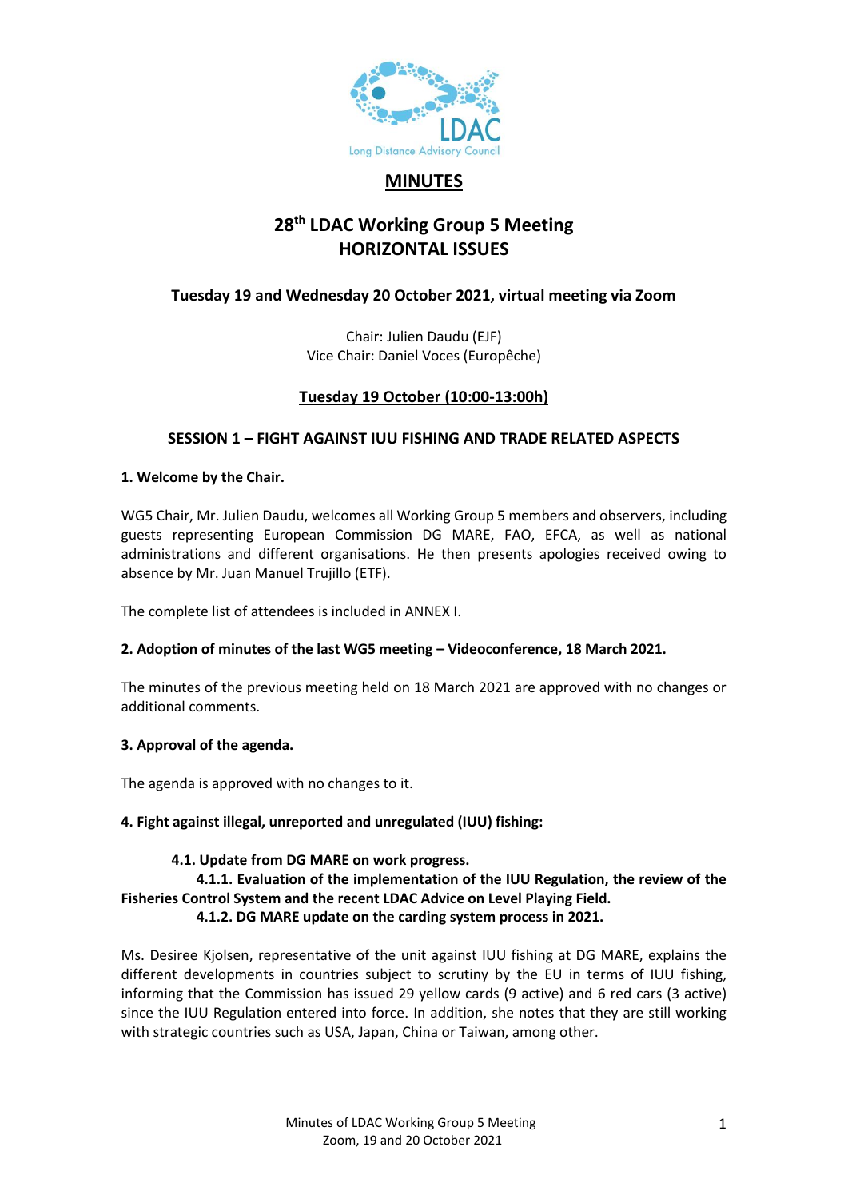# MINUTES

## 28th LDAC Working Group 5 Meeting
## HORIZONTAL ISSUES

**Tuesday 19 and Wednesday 20 October 2021, virtual meeting via Zoom**

Chair: Julien Daudu (EJF)
Vice Chair: Daniel Voces (Europêche)

**Tuesday 19 October (10:00-13:00h)**

### SESSION 1 – FIGHT AGAINST IUU FISHING AND TRADE RELATED ASPECTS

**1. Welcome by the Chair.**

WG5 Chair, Mr. Julien Daudu, welcomes all Working Group 5 members and observers, including guests representing European Commission DG MARE, FAO, EFCA, as well as national administrations and different organisations. He then presents apologies received owing to absence by Mr. Juan Manuel Trujillo (ETF).

The complete list of attendees is included in ANNEX I.

**2. Adoption of minutes of the last WG5 meeting – Videoconference, 18 March 2021.**

The minutes of the previous meeting held on 18 March 2021 are approved with no changes or additional comments.

**3. Approval of the agenda.**

The agenda is approved with no changes to it.

**4. Fight against illegal, unreported and unregulated (IUU) fishing:**

**4.1. Update from DG MARE on work progress.**

**4.1.1. Evaluation of the implementation of the IUU Regulation, the review of the Fisheries Control System and the recent LDAC Advice on Level Playing Field.**

**4.1.2. DG MARE update on the carding system process in 2021.**

Ms. Desiree Kjolsen, representative of the unit against IUU fishing at DG MARE, explains the different developments in countries subject to scrutiny by the EU in terms of IUU fishing, informing that the Commission has issued 29 yellow cards (9 active) and 6 red cars (3 active) since the IUU Regulation entered into force. In addition, she notes that they are still working with strategic countries such as USA, Japan, China or Taiwan, among other.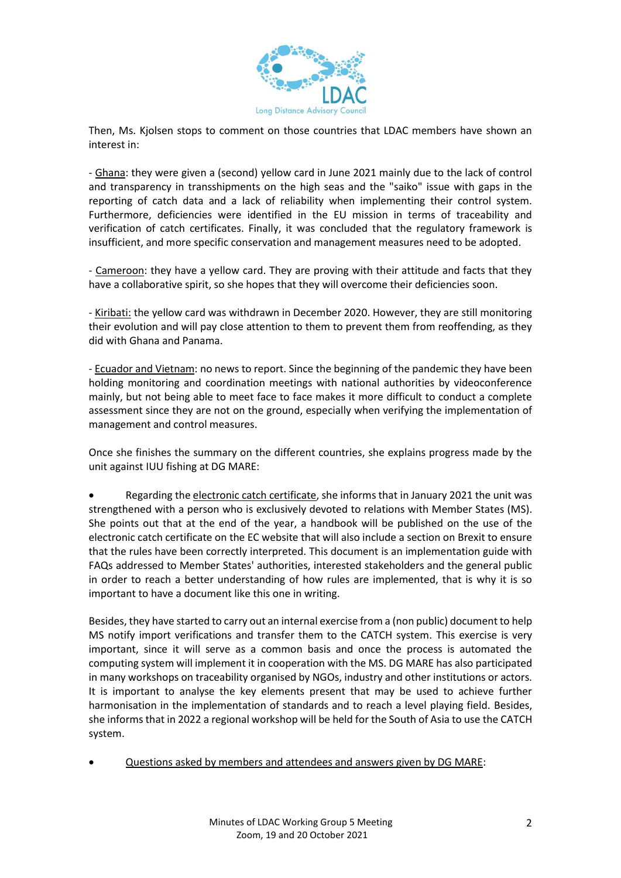Then, Ms. Kjolsen stops to comment on those countries that LDAC members have shown an interest in:

- Ghana: they were given a (second) yellow card in June 2021 mainly due to the lack of control and transparency in transshipments on the high seas and the "saiko" issue with gaps in the reporting of catch data and a lack of reliability when implementing their control system. Furthermore, deficiencies were identified in the EU mission in terms of traceability and verification of catch certificates. Finally, it was concluded that the regulatory framework is insufficient, and more specific conservation and management measures need to be adopted.

- Cameroon: they have a yellow card. They are proving with their attitude and facts that they have a collaborative spirit, so she hopes that they will overcome their deficiencies soon.

- Kiribati: the yellow card was withdrawn in December 2020. However, they are still monitoring their evolution and will pay close attention to them to prevent them from reoffending, as they did with Ghana and Panama.

- Ecuador and Vietnam: no news to report. Since the beginning of the pandemic they have been holding monitoring and coordination meetings with national authorities by videoconference mainly, but not being able to meet face to face makes it more difficult to conduct a complete assessment since they are not on the ground, especially when verifying the implementation of management and control measures.

Once she finishes the summary on the different countries, she explains progress made by the unit against IUU fishing at DG MARE:

- Regarding the electronic catch certificate, she informs that in January 2021 the unit was strengthened with a person who is exclusively devoted to relations with Member States (MS). She points out that at the end of the year, a handbook will be published on the use of the electronic catch certificate on the EC website that will also include a section on Brexit to ensure that the rules have been correctly interpreted. This document is an implementation guide with FAQs addressed to Member States' authorities, interested stakeholders and the general public in order to reach a better understanding of how rules are implemented, that is why it is so important to have a document like this one in writing.

Besides, they have started to carry out an internal exercise from a (non public) document to help MS notify import verifications and transfer them to the CATCH system. This exercise is very important, since it will serve as a common basis and once the process is automated the computing system will implement it in cooperation with the MS. DG MARE has also participated in many workshops on traceability organised by NGOs, industry and other institutions or actors. It is important to analyse the key elements present that may be used to achieve further harmonisation in the implementation of standards and to reach a level playing field. Besides, she informs that in 2022 a regional workshop will be held for the South of Asia to use the CATCH system.

- Questions asked by members and attendees and answers given by DG MARE: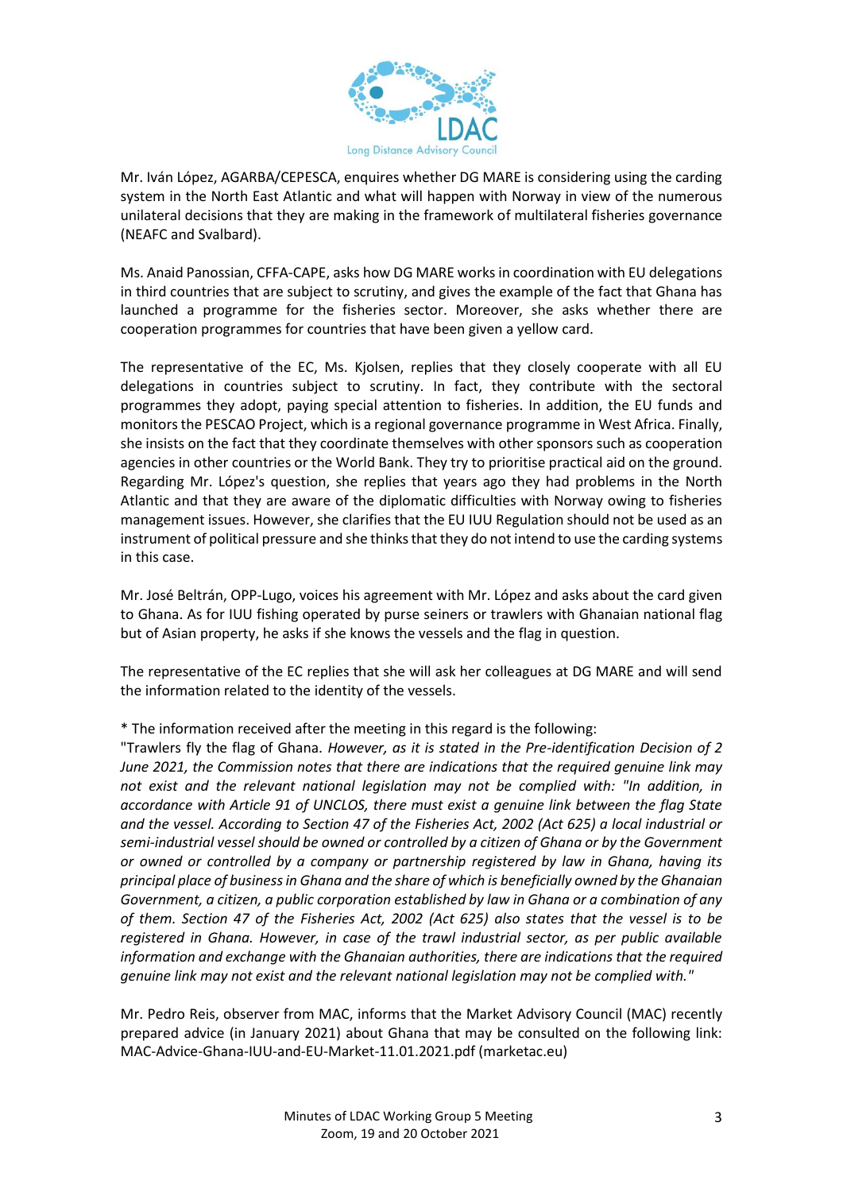Mr. Iván López, AGARBA/CEPESCA, enquires whether DG MARE is considering using the carding system in the North East Atlantic and what will happen with Norway in view of the numerous unilateral decisions that they are making in the framework of multilateral fisheries governance (NEAFC and Svalbard).

Ms. Anaid Panossian, CFFA-CAPE, asks how DG MARE works in coordination with EU delegations in third countries that are subject to scrutiny, and gives the example of the fact that Ghana has launched a programme for the fisheries sector. Moreover, she asks whether there are cooperation programmes for countries that have been given a yellow card.

The representative of the EC, Ms. Kjolsen, replies that they closely cooperate with all EU delegations in countries subject to scrutiny. In fact, they contribute with the sectoral programmes they adopt, paying special attention to fisheries. In addition, the EU funds and monitors the PESCAO Project, which is a regional governance programme in West Africa. Finally, she insists on the fact that they coordinate themselves with other sponsors such as cooperation agencies in other countries or the World Bank. They try to prioritise practical aid on the ground. Regarding Mr. López's question, she replies that years ago they had problems in the North Atlantic and that they are aware of the diplomatic difficulties with Norway owing to fisheries management issues. However, she clarifies that the EU IUU Regulation should not be used as an instrument of political pressure and she thinks that they do not intend to use the carding systems in this case.

Mr. José Beltrán, OPP-Lugo, voices his agreement with Mr. López and asks about the card given to Ghana. As for IUU fishing operated by purse seiners or trawlers with Ghanaian national flag but of Asian property, he asks if she knows the vessels and the flag in question.

The representative of the EC replies that she will ask her colleagues at DG MARE and will send the information related to the identity of the vessels.

* The information received after the meeting in this regard is the following:
"Trawlers fly the flag of Ghana. *However, as it is stated in the Pre-identification Decision of 2 June 2021, the Commission notes that there are indications that the required genuine link may not exist and the relevant national legislation may not be complied with: "In addition, in accordance with Article 91 of UNCLOS, there must exist a genuine link between the flag State and the vessel. According to Section 47 of the Fisheries Act, 2002 (Act 625) a local industrial or semi-industrial vessel should be owned or controlled by a citizen of Ghana or by the Government or owned or controlled by a company or partnership registered by law in Ghana, having its principal place of business in Ghana and the share of which is beneficially owned by the Ghanaian Government, a citizen, a public corporation established by law in Ghana or a combination of any of them. Section 47 of the Fisheries Act, 2002 (Act 625) also states that the vessel is to be registered in Ghana. However, in case of the trawl industrial sector, as per public available information and exchange with the Ghanaian authorities, there are indications that the required genuine link may not exist and the relevant national legislation may not be complied with."*

Mr. Pedro Reis, observer from MAC, informs that the Market Advisory Council (MAC) recently prepared advice (in January 2021) about Ghana that may be consulted on the following link: MAC-Advice-Ghana-IUU-and-EU-Market-11.01.2021.pdf (marketac.eu)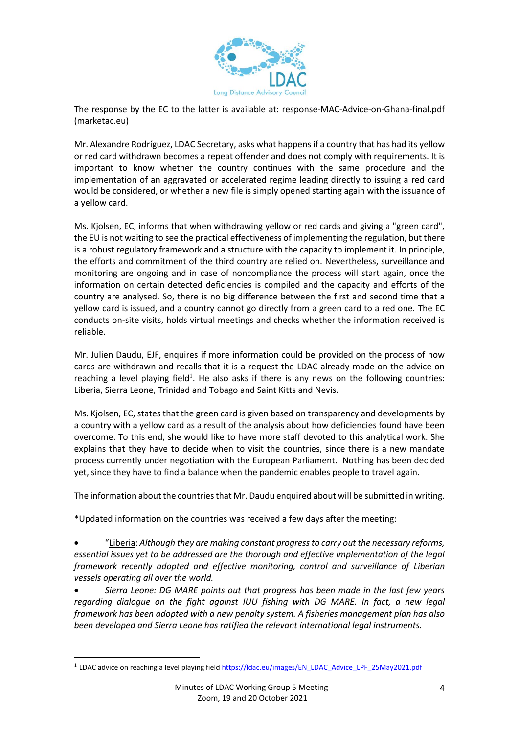The response by the EC to the latter is available at: response-MAC-Advice-on-Ghana-final.pdf (marketac.eu)

Mr. Alexandre Rodríguez, LDAC Secretary, asks what happens if a country that has had its yellow or red card withdrawn becomes a repeat offender and does not comply with requirements. It is important to know whether the country continues with the same procedure and the implementation of an aggravated or accelerated regime leading directly to issuing a red card would be considered, or whether a new file is simply opened starting again with the issuance of a yellow card.

Ms. Kjolsen, EC, informs that when withdrawing yellow or red cards and giving a "green card", the EU is not waiting to see the practical effectiveness of implementing the regulation, but there is a robust regulatory framework and a structure with the capacity to implement it. In principle, the efforts and commitment of the third country are relied on. Nevertheless, surveillance and monitoring are ongoing and in case of noncompliance the process will start again, once the information on certain detected deficiencies is compiled and the capacity and efforts of the country are analysed. So, there is no big difference between the first and second time that a yellow card is issued, and a country cannot go directly from a green card to a red one. The EC conducts on-site visits, holds virtual meetings and checks whether the information received is reliable.

Mr. Julien Daudu, EJF, enquires if more information could be provided on the process of how cards are withdrawn and recalls that it is a request the LDAC already made on the advice on reaching a level playing field[1]. He also asks if there is any news on the following countries: Liberia, Sierra Leone, Trinidad and Tobago and Saint Kitts and Nevis.

Ms. Kjolsen, EC, states that the green card is given based on transparency and developments by a country with a yellow card as a result of the analysis about how deficiencies found have been overcome. To this end, she would like to have more staff devoted to this analytical work. She explains that they have to decide when to visit the countries, since there is a new mandate process currently under negotiation with the European Parliament. Nothing has been decided yet, since they have to find a balance when the pandemic enables people to travel again.

The information about the countries that Mr. Daudu enquired about will be submitted in writing.

*Updated information on the countries was received a few days after the meeting:

- "Liberia: *Although they are making constant progress to carry out the necessary reforms, essential issues yet to be addressed are the thorough and effective implementation of the legal framework recently adopted and effective monitoring, control and surveillance of Liberian vessels operating all over the world.*
- *Sierra Leone: DG MARE points out that progress has been made in the last few years regarding dialogue on the fight against IUU fishing with DG MARE. In fact, a new legal framework has been adopted with a new penalty system. A fisheries management plan has also been developed and Sierra Leone has ratified the relevant international legal instruments.*

[1] LDAC advice on reaching a level playing field https://ldac.eu/images/EN_LDAC_Advice_LPF_25May2021.pdf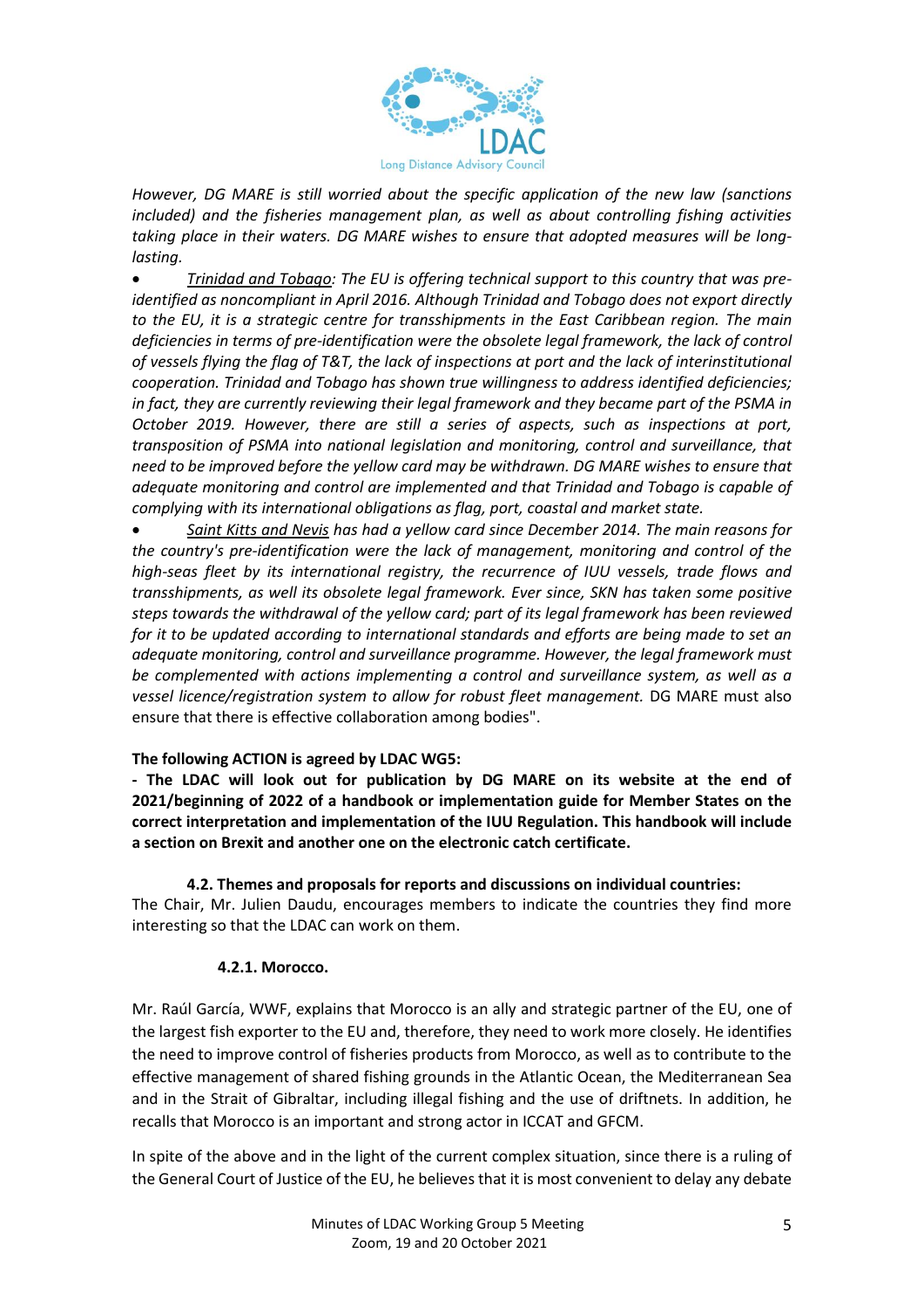*However, DG MARE is still worried about the specific application of the new law (sanctions included) and the fisheries management plan, as well as about controlling fishing activities taking place in their waters. DG MARE wishes to ensure that adopted measures will be long-lasting.*

- *__Trinidad and Tobago__: The EU is offering technical support to this country that was pre-identified as noncompliant in April 2016. Although Trinidad and Tobago does not export directly to the EU, it is a strategic centre for transshipments in the East Caribbean region. The main deficiencies in terms of pre-identification were the obsolete legal framework, the lack of control of vessels flying the flag of T&T, the lack of inspections at port and the lack of interinstitutional cooperation. Trinidad and Tobago has shown true willingness to address identified deficiencies; in fact, they are currently reviewing their legal framework and they became part of the PSMA in October 2019. However, there are still a series of aspects, such as inspections at port, transposition of PSMA into national legislation and monitoring, control and surveillance, that need to be improved before the yellow card may be withdrawn. DG MARE wishes to ensure that adequate monitoring and control are implemented and that Trinidad and Tobago is capable of complying with its international obligations as flag, port, coastal and market state.*
- *__Saint Kitts and Nevis__ has had a yellow card since December 2014. The main reasons for the country's pre-identification were the lack of management, monitoring and control of the high-seas fleet by its international registry, the recurrence of IUU vessels, trade flows and transshipments, as well as its obsolete legal framework. Ever since, SKN has taken some positive steps towards the withdrawal of the yellow card; part of its legal framework has been reviewed for it to be updated according to international standards and efforts are being made to set an adequate monitoring, control and surveillance programme. However, the legal framework must be complemented with actions implementing a control and surveillance system, as well as a vessel licence/registration system to allow for robust fleet management.* DG MARE must also ensure that there is effective collaboration among bodies".

**The following ACTION is agreed by LDAC WG5:**

**- The LDAC will look out for publication by DG MARE on its website at the end of 2021/beginning of 2022 of a handbook or implementation guide for Member States on the correct interpretation and implementation of the IUU Regulation. This handbook will include a section on Brexit and another one on the electronic catch certificate.**

### 4.2. Themes and proposals for reports and discussions on individual countries:

The Chair, Mr. Julien Daudu, encourages members to indicate the countries they find more interesting so that the LDAC can work on them.

#### 4.2.1. Morocco.

Mr. Raúl García, WWF, explains that Morocco is an ally and strategic partner of the EU, one of the largest fish exporter to the EU and, therefore, they need to work more closely. He identifies the need to improve control of fisheries products from Morocco, as well as to contribute to the effective management of shared fishing grounds in the Atlantic Ocean, the Mediterranean Sea and in the Strait of Gibraltar, including illegal fishing and the use of driftnets. In addition, he recalls that Morocco is an important and strong actor in ICCAT and GFCM.

In spite of the above and in the light of the current complex situation, since there is a ruling of the General Court of Justice of the EU, he believes that it is most convenient to delay any debate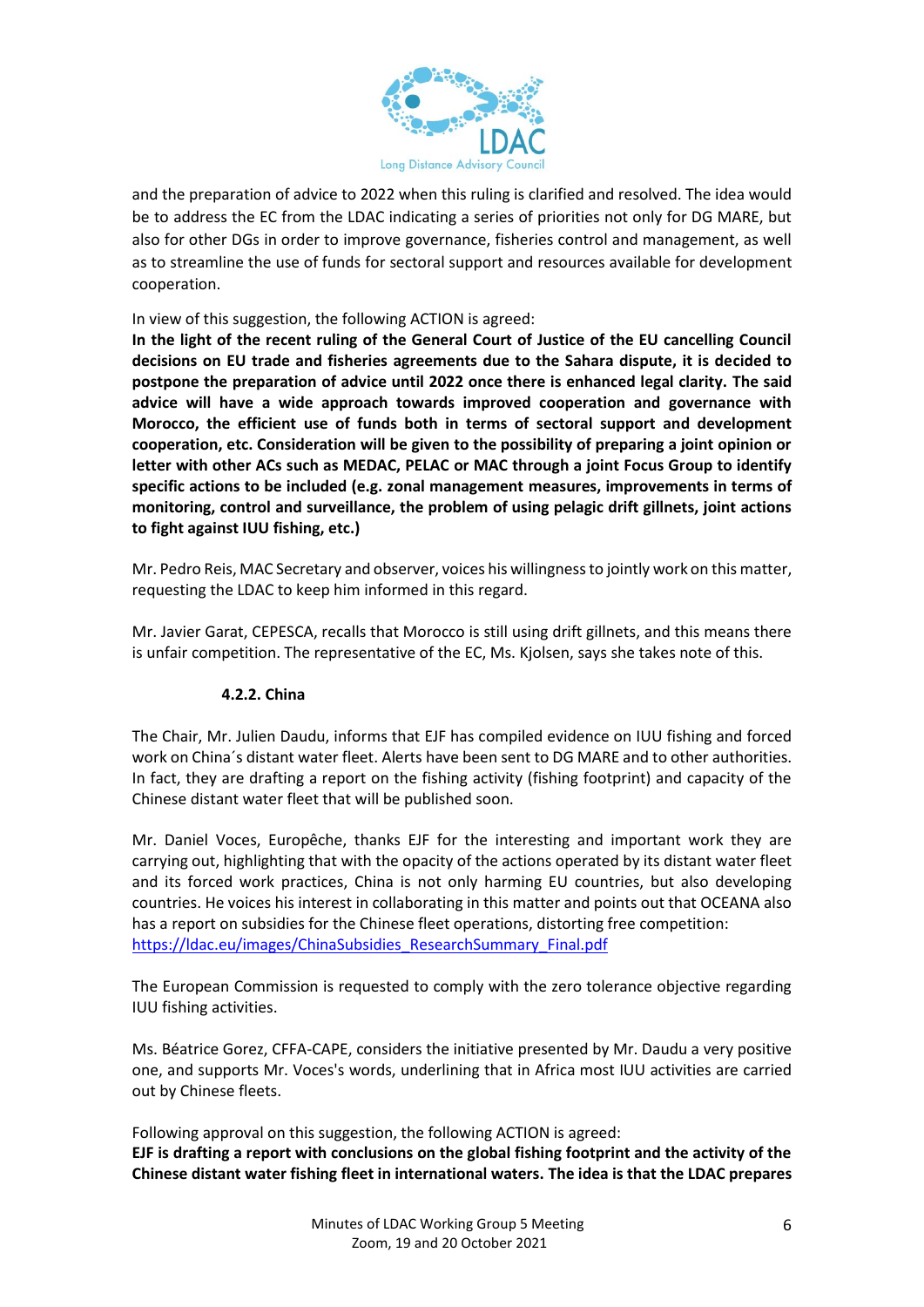and the preparation of advice to 2022 when this ruling is clarified and resolved. The idea would be to address the EC from the LDAC indicating a series of priorities not only for DG MARE, but also for other DGs in order to improve governance, fisheries control and management, as well as to streamline the use of funds for sectoral support and resources available for development cooperation.

In view of this suggestion, the following ACTION is agreed:

**In the light of the recent ruling of the General Court of Justice of the EU cancelling Council decisions on EU trade and fisheries agreements due to the Sahara dispute, it is decided to postpone the preparation of advice until 2022 once there is enhanced legal clarity. The said advice will have a wide approach towards improved cooperation and governance with Morocco, the efficient use of funds both in terms of sectoral support and development cooperation, etc. Consideration will be given to the possibility of preparing a joint opinion or letter with other ACs such as MEDAC, PELAC or MAC through a joint Focus Group to identify specific actions to be included (e.g. zonal management measures, improvements in terms of monitoring, control and surveillance, the problem of using pelagic drift gillnets, joint actions to fight against IUU fishing, etc.)**

Mr. Pedro Reis, MAC Secretary and observer, voices his willingness to jointly work on this matter, requesting the LDAC to keep him informed in this regard.

Mr. Javier Garat, CEPESCA, recalls that Morocco is still using drift gillnets, and this means there is unfair competition. The representative of the EC, Ms. Kjolsen, says she takes note of this.

#### 4.2.2. China

The Chair, Mr. Julien Daudu, informs that EJF has compiled evidence on IUU fishing and forced work on China´s distant water fleet. Alerts have been sent to DG MARE and to other authorities. In fact, they are drafting a report on the fishing activity (fishing footprint) and capacity of the Chinese distant water fleet that will be published soon.

Mr. Daniel Voces, Europêche, thanks EJF for the interesting and important work they are carrying out, highlighting that with the opacity of the actions operated by its distant water fleet and its forced work practices, China is not only harming EU countries, but also developing countries. He voices his interest in collaborating in this matter and points out that OCEANA also has a report on subsidies for the Chinese fleet operations, distorting free competition: https://ldac.eu/images/ChinaSubsidies_ResearchSummary_Final.pdf

The European Commission is requested to comply with the zero tolerance objective regarding IUU fishing activities.

Ms. Béatrice Gorez, CFFA-CAPE, considers the initiative presented by Mr. Daudu a very positive one, and supports Mr. Voces's words, underlining that in Africa most IUU activities are carried out by Chinese fleets.

Following approval on this suggestion, the following ACTION is agreed:

**EJF is drafting a report with conclusions on the global fishing footprint and the activity of the Chinese distant water fishing fleet in international waters. The idea is that the LDAC prepares**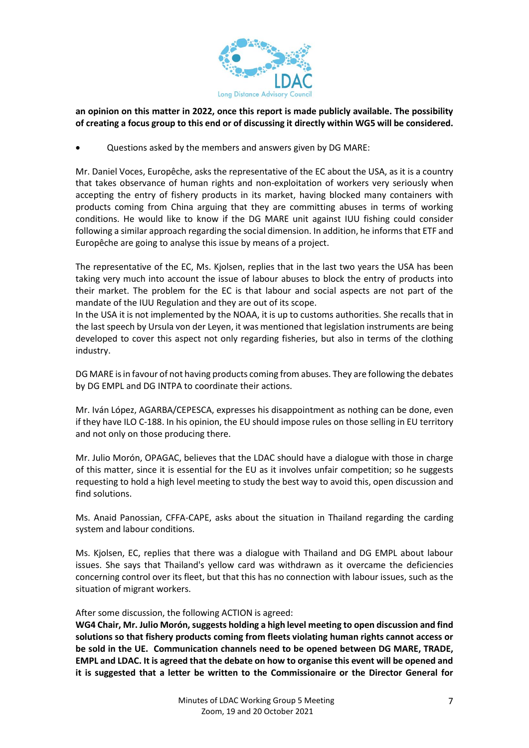**an opinion on this matter in 2022, once this report is made publicly available. The possibility of creating a focus group to this end or of discussing it directly within WG5 will be considered.**

- Questions asked by the members and answers given by DG MARE:

Mr. Daniel Voces, Europêche, asks the representative of the EC about the USA, as it is a country that takes observance of human rights and non-exploitation of workers very seriously when accepting the entry of fishery products in its market, having blocked many containers with products coming from China arguing that they are committing abuses in terms of working conditions. He would like to know if the DG MARE unit against IUU fishing could consider following a similar approach regarding the social dimension. In addition, he informs that ETF and Europêche are going to analyse this issue by means of a project.

The representative of the EC, Ms. Kjolsen, replies that in the last two years the USA has been taking very much into account the issue of labour abuses to block the entry of products into their market. The problem for the EC is that labour and social aspects are not part of the mandate of the IUU Regulation and they are out of its scope.
In the USA it is not implemented by the NOAA, it is up to customs authorities. She recalls that in the last speech by Ursula von der Leyen, it was mentioned that legislation instruments are being developed to cover this aspect not only regarding fisheries, but also in terms of the clothing industry.

DG MARE is in favour of not having products coming from abuses. They are following the debates by DG EMPL and DG INTPA to coordinate their actions.

Mr. Iván López, AGARBA/CEPESCA, expresses his disappointment as nothing can be done, even if they have ILO C-188. In his opinion, the EU should impose rules on those selling in EU territory and not only on those producing there.

Mr. Julio Morón, OPAGAC, believes that the LDAC should have a dialogue with those in charge of this matter, since it is essential for the EU as it involves unfair competition; so he suggests requesting to hold a high level meeting to study the best way to avoid this, open discussion and find solutions.

Ms. Anaid Panossian, CFFA-CAPE, asks about the situation in Thailand regarding the carding system and labour conditions.

Ms. Kjolsen, EC, replies that there was a dialogue with Thailand and DG EMPL about labour issues. She says that Thailand's yellow card was withdrawn as it overcame the deficiencies concerning control over its fleet, but that this has no connection with labour issues, such as the situation of migrant workers.

After some discussion, the following ACTION is agreed:
**WG4 Chair, Mr. Julio Morón, suggests holding a high level meeting to open discussion and find solutions so that fishery products coming from fleets violating human rights cannot access or be sold in the UE. Communication channels need to be opened between DG MARE, TRADE, EMPL and LDAC. It is agreed that the debate on how to organise this event will be opened and it is suggested that a letter be written to the Commissionaire or the Director General for**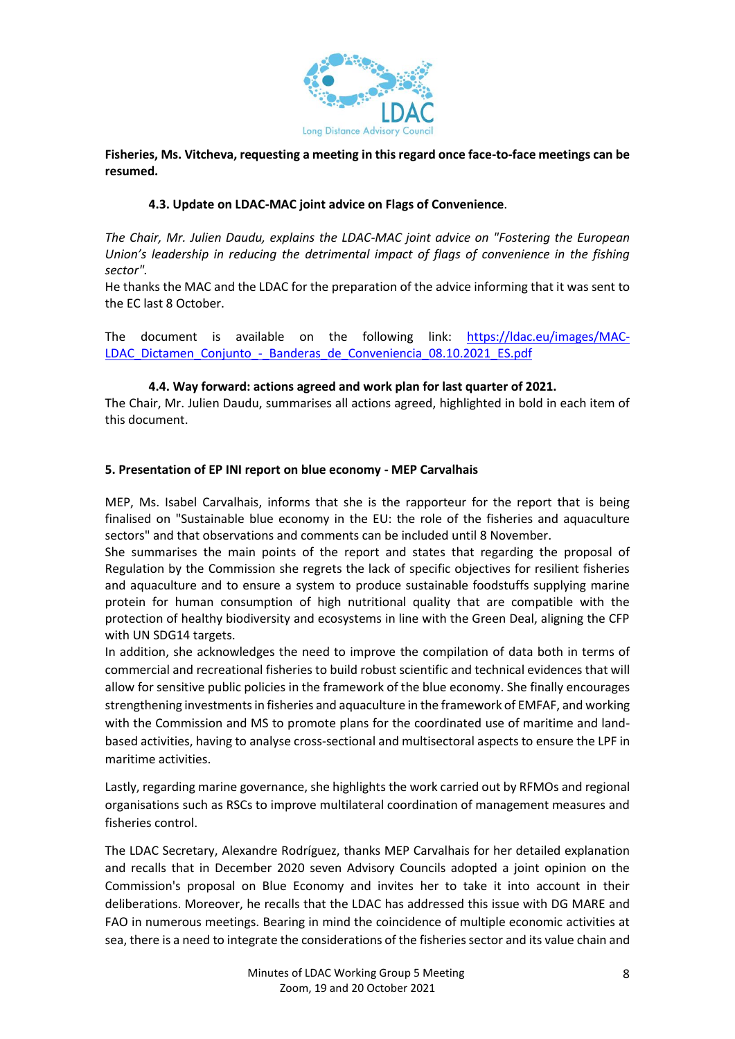**Fisheries, Ms. Vitcheva, requesting a meeting in this regard once face-to-face meetings can be resumed.**

### 4.3. Update on LDAC-MAC joint advice on Flags of Convenience.

*The Chair, Mr. Julien Daudu, explains the LDAC-MAC joint advice on "Fostering the European Union's leadership in reducing the detrimental impact of flags of convenience in the fishing sector".*

He thanks the MAC and the LDAC for the preparation of the advice informing that it was sent to the EC last 8 October.

The document is available on the following link: [https://ldac.eu/images/MAC-LDAC_Dictamen_Conjunto_-_Banderas_de_Conveniencia_08.10.2021_ES.pdf](https://ldac.eu/images/MAC-LDAC_Dictamen_Conjunto_-_Banderas_de_Conveniencia_08.10.2021_ES.pdf)

### 4.4. Way forward: actions agreed and work plan for last quarter of 2021.

The Chair, Mr. Julien Daudu, summarises all actions agreed, highlighted in bold in each item of this document.

## 5. Presentation of EP INI report on blue economy - MEP Carvalhais

MEP, Ms. Isabel Carvalhais, informs that she is the rapporteur for the report that is being finalised on "Sustainable blue economy in the EU: the role of the fisheries and aquaculture sectors" and that observations and comments can be included until 8 November.

She summarises the main points of the report and states that regarding the proposal of Regulation by the Commission she regrets the lack of specific objectives for resilient fisheries and aquaculture and to ensure a system to produce sustainable foodstuffs supplying marine protein for human consumption of high nutritional quality that are compatible with the protection of healthy biodiversity and ecosystems in line with the Green Deal, aligning the CFP with UN SDG14 targets.

In addition, she acknowledges the need to improve the compilation of data both in terms of commercial and recreational fisheries to build robust scientific and technical evidences that will allow for sensitive public policies in the framework of the blue economy. She finally encourages strengthening investments in fisheries and aquaculture in the framework of EMFAF, and working with the Commission and MS to promote plans for the coordinated use of maritime and land-based activities, having to analyse cross-sectional and multisectoral aspects to ensure the LPF in maritime activities.

Lastly, regarding marine governance, she highlights the work carried out by RFMOs and regional organisations such as RSCs to improve multilateral coordination of management measures and fisheries control.

The LDAC Secretary, Alexandre Rodríguez, thanks MEP Carvalhais for her detailed explanation and recalls that in December 2020 seven Advisory Councils adopted a joint opinion on the Commission's proposal on Blue Economy and invites her to take it into account in their deliberations. Moreover, he recalls that the LDAC has addressed this issue with DG MARE and FAO in numerous meetings. Bearing in mind the coincidence of multiple economic activities at sea, there is a need to integrate the considerations of the fisheries sector and its value chain and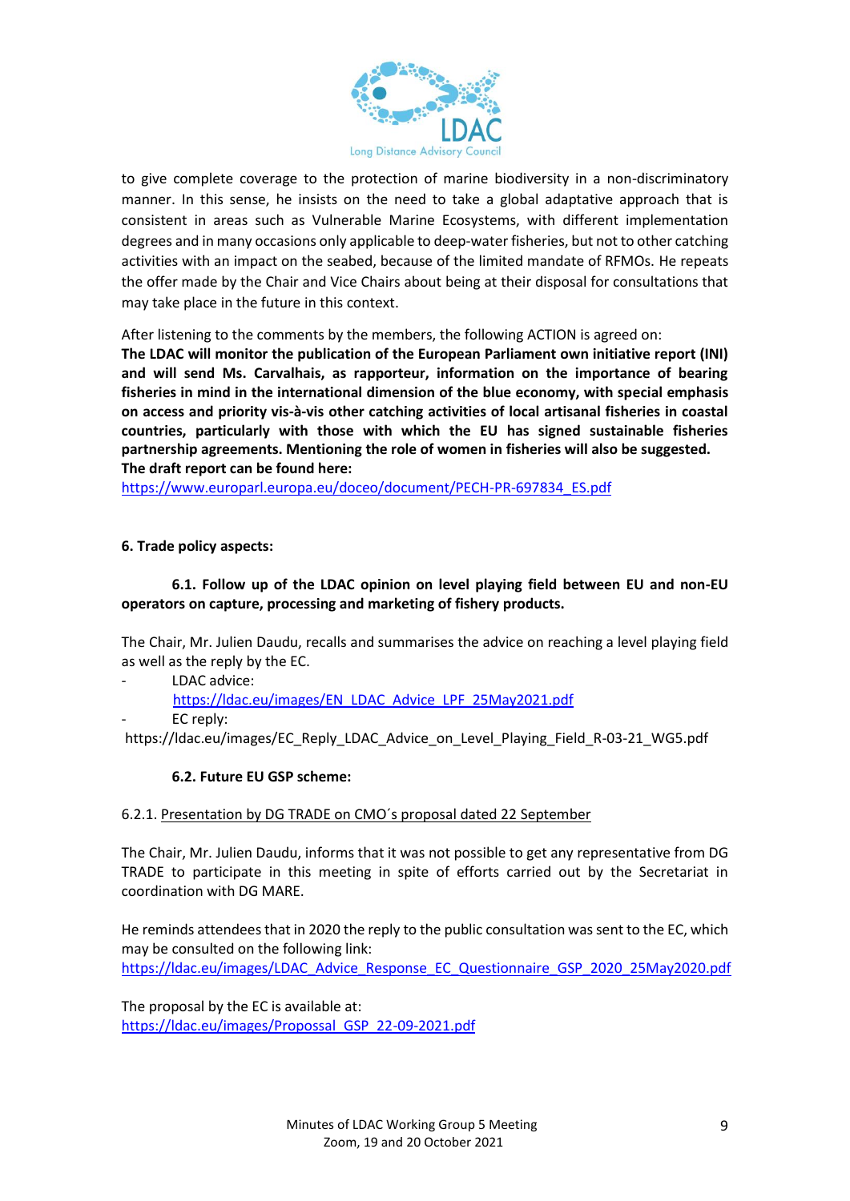to give complete coverage to the protection of marine biodiversity in a non-discriminatory manner. In this sense, he insists on the need to take a global adaptative approach that is consistent in areas such as Vulnerable Marine Ecosystems, with different implementation degrees and in many occasions only applicable to deep-water fisheries, but not to other catching activities with an impact on the seabed, because of the limited mandate of RFMOs. He repeats the offer made by the Chair and Vice Chairs about being at their disposal for consultations that may take place in the future in this context.

After listening to the comments by the members, the following ACTION is agreed on:
**The LDAC will monitor the publication of the European Parliament own initiative report (INI) and will send Ms. Carvalhais, as rapporteur, information on the importance of bearing fisheries in mind in the international dimension of the blue economy, with special emphasis on access and priority vis-à-vis other catching activities of local artisanal fisheries in coastal countries, particularly with those with which the EU has signed sustainable fisheries partnership agreements. Mentioning the role of women in fisheries will also be suggested. The draft report can be found here:**
https://www.europarl.europa.eu/doceo/document/PECH-PR-697834_ES.pdf

**6. Trade policy aspects:**

**6.1. Follow up of the LDAC opinion on level playing field between EU and non-EU operators on capture, processing and marketing of fishery products.**

The Chair, Mr. Julien Daudu, recalls and summarises the advice on reaching a level playing field as well as the reply by the EC.

- LDAC advice:
  https://ldac.eu/images/EN_LDAC_Advice_LPF_25May2021.pdf
- EC reply:
  https://ldac.eu/images/EC_Reply_LDAC_Advice_on_Level_Playing_Field_R-03-21_WG5.pdf

**6.2. Future EU GSP scheme:**

6.2.1. Presentation by DG TRADE on CMO´s proposal dated 22 September

The Chair, Mr. Julien Daudu, informs that it was not possible to get any representative from DG TRADE to participate in this meeting in spite of efforts carried out by the Secretariat in coordination with DG MARE.

He reminds attendees that in 2020 the reply to the public consultation was sent to the EC, which may be consulted on the following link:
https://ldac.eu/images/LDAC_Advice_Response_EC_Questionnaire_GSP_2020_25May2020.pdf

The proposal by the EC is available at:
https://ldac.eu/images/Propossal_GSP_22-09-2021.pdf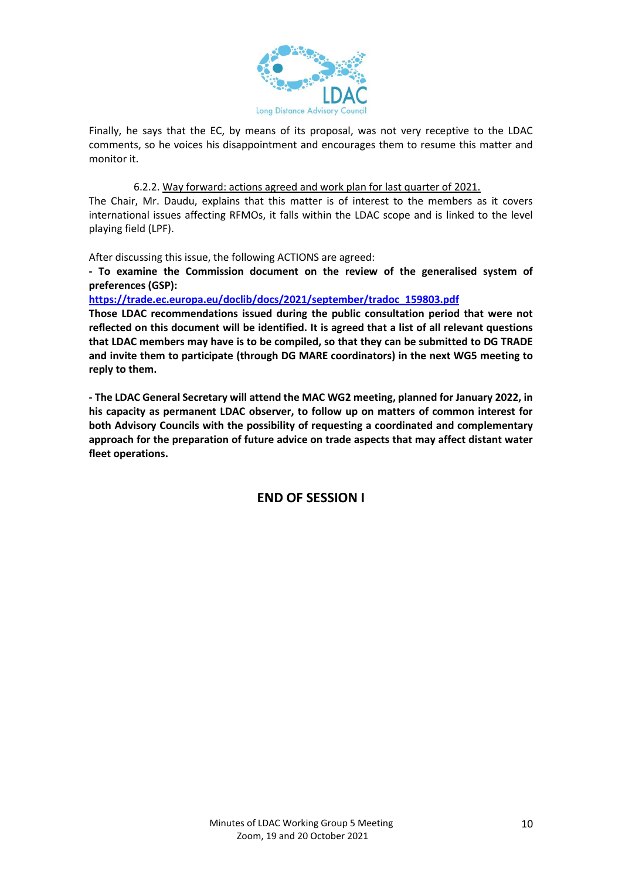Finally, he says that the EC, by means of its proposal, was not very receptive to the LDAC comments, so he voices his disappointment and encourages them to resume this matter and monitor it.

6.2.2. Way forward: actions agreed and work plan for last quarter of 2021.

The Chair, Mr. Daudu, explains that this matter is of interest to the members as it covers international issues affecting RFMOs, it falls within the LDAC scope and is linked to the level playing field (LPF).

After discussing this issue, the following ACTIONS are agreed:

**- To examine the Commission document on the review of the generalised system of preferences (GSP):**
**https://trade.ec.europa.eu/doclib/docs/2021/september/tradoc_159803.pdf**
**Those LDAC recommendations issued during the public consultation period that were not reflected on this document will be identified. It is agreed that a list of all relevant questions that LDAC members may have is to be compiled, so that they can be submitted to DG TRADE and invite them to participate (through DG MARE coordinators) in the next WG5 meeting to reply to them.**

**- The LDAC General Secretary will attend the MAC WG2 meeting, planned for January 2022, in his capacity as permanent LDAC observer, to follow up on matters of common interest for both Advisory Councils with the possibility of requesting a coordinated and complementary approach for the preparation of future advice on trade aspects that may affect distant water fleet operations.**

## END OF SESSION I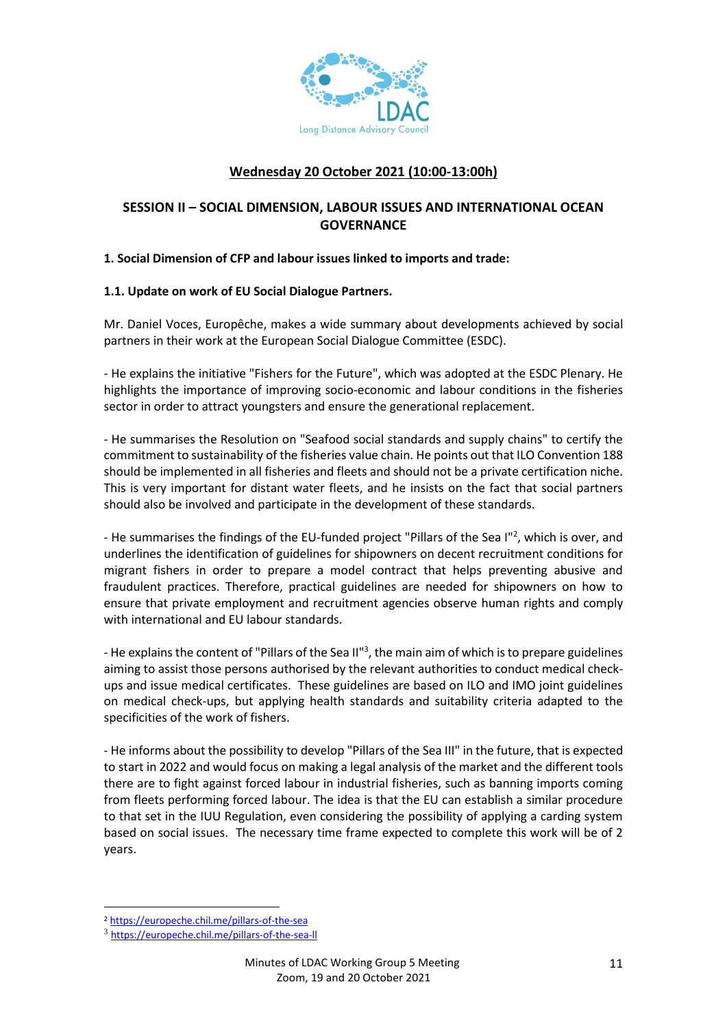**Wednesday 20 October 2021 (10:00-13:00h)**

## SESSION II – SOCIAL DIMENSION, LABOUR ISSUES AND INTERNATIONAL OCEAN GOVERNANCE

### 1. Social Dimension of CFP and labour issues linked to imports and trade:

#### 1.1. Update on work of EU Social Dialogue Partners.

Mr. Daniel Voces, Europêche, makes a wide summary about developments achieved by social partners in their work at the European Social Dialogue Committee (ESDC).

- He explains the initiative "Fishers for the Future", which was adopted at the ESDC Plenary. He highlights the importance of improving socio-economic and labour conditions in the fisheries sector in order to attract youngsters and ensure the generational replacement.

- He summarises the Resolution on "Seafood social standards and supply chains" to certify the commitment to sustainability of the fisheries value chain. He points out that ILO Convention 188 should be implemented in all fisheries and fleets and should not be a private certification niche. This is very important for distant water fleets, and he insists on the fact that social partners should also be involved and participate in the development of these standards.

- He summarises the findings of the EU-funded project "Pillars of the Sea I"[2], which is over, and underlines the identification of guidelines for shipowners on decent recruitment conditions for migrant fishers in order to prepare a model contract that helps preventing abusive and fraudulent practices. Therefore, practical guidelines are needed for shipowners on how to ensure that private employment and recruitment agencies observe human rights and comply with international and EU labour standards.

- He explains the content of "Pillars of the Sea II"[3], the main aim of which is to prepare guidelines aiming to assist those persons authorised by the relevant authorities to conduct medical check-ups and issue medical certificates. These guidelines are based on ILO and IMO joint guidelines on medical check-ups, but applying health standards and suitability criteria adapted to the specificities of the work of fishers.

- He informs about the possibility to develop "Pillars of the Sea III" in the future, that is expected to start in 2022 and would focus on making a legal analysis of the market and the different tools there are to fight against forced labour in industrial fisheries, such as banning imports coming from fleets performing forced labour. The idea is that the EU can establish a similar procedure to that set in the IUU Regulation, even considering the possibility of applying a carding system based on social issues. The necessary time frame expected to complete this work will be of 2 years.

---

[2] https://europeche.chil.me/pillars-of-the-sea

[3] https://europeche.chil.me/pillars-of-the-sea-II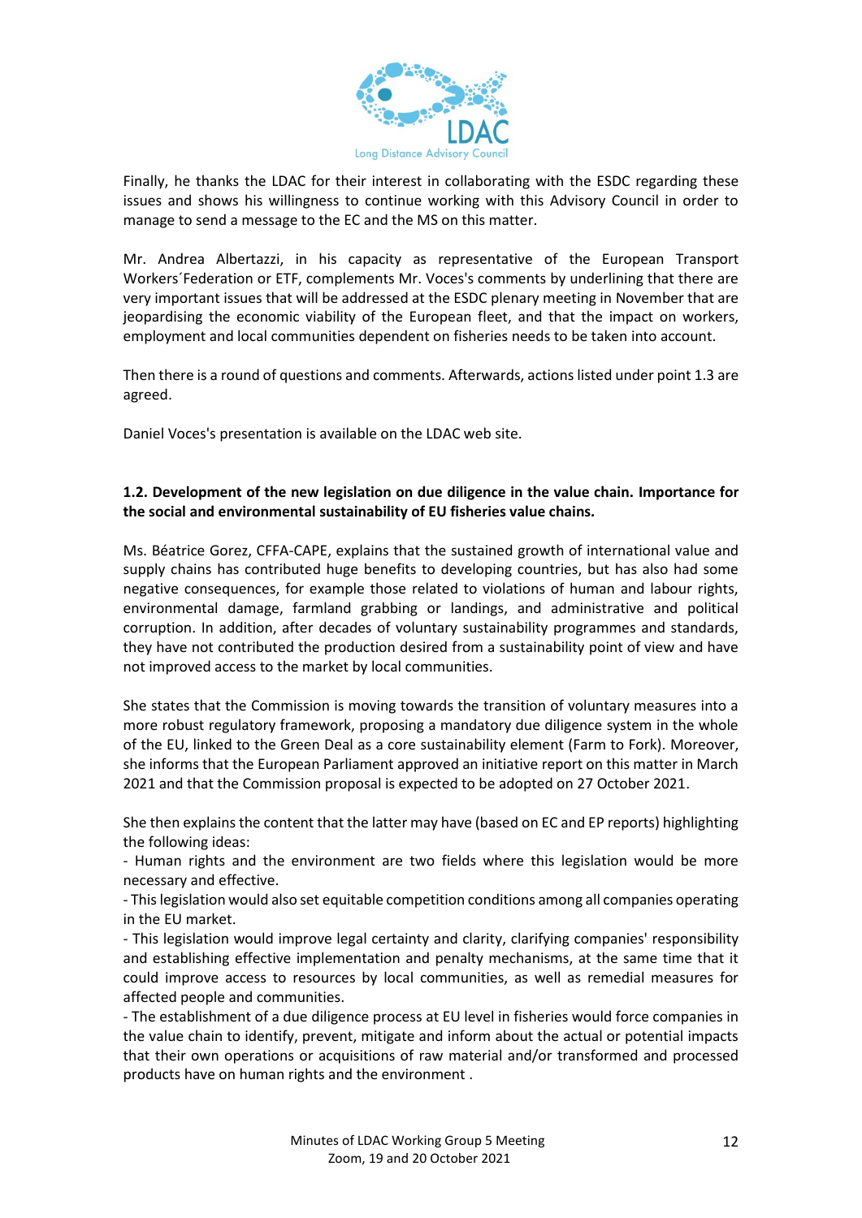Finally, he thanks the LDAC for their interest in collaborating with the ESDC regarding these issues and shows his willingness to continue working with this Advisory Council in order to manage to send a message to the EC and the MS on this matter.

Mr. Andrea Albertazzi, in his capacity as representative of the European Transport Workers´Federation or ETF, complements Mr. Voces's comments by underlining that there are very important issues that will be addressed at the ESDC plenary meeting in November that are jeopardising the economic viability of the European fleet, and that the impact on workers, employment and local communities dependent on fisheries needs to be taken into account.

Then there is a round of questions and comments. Afterwards, actions listed under point 1.3 are agreed.

Daniel Voces's presentation is available on the LDAC web site.

**1.2. Development of the new legislation on due diligence in the value chain. Importance for the social and environmental sustainability of EU fisheries value chains.**

Ms. Béatrice Gorez, CFFA-CAPE, explains that the sustained growth of international value and supply chains has contributed huge benefits to developing countries, but has also had some negative consequences, for example those related to violations of human and labour rights, environmental damage, farmland grabbing or landings, and administrative and political corruption. In addition, after decades of voluntary sustainability programmes and standards, they have not contributed the production desired from a sustainability point of view and have not improved access to the market by local communities.

She states that the Commission is moving towards the transition of voluntary measures into a more robust regulatory framework, proposing a mandatory due diligence system in the whole of the EU, linked to the Green Deal as a core sustainability element (Farm to Fork). Moreover, she informs that the European Parliament approved an initiative report on this matter in March 2021 and that the Commission proposal is expected to be adopted on 27 October 2021.

She then explains the content that the latter may have (based on EC and EP reports) highlighting the following ideas:

- Human rights and the environment are two fields where this legislation would be more necessary and effective.
- This legislation would also set equitable competition conditions among all companies operating in the EU market.
- This legislation would improve legal certainty and clarity, clarifying companies' responsibility and establishing effective implementation and penalty mechanisms, at the same time that it could improve access to resources by local communities, as well as remedial measures for affected people and communities.
- The establishment of a due diligence process at EU level in fisheries would force companies in the value chain to identify, prevent, mitigate and inform about the actual or potential impacts that their own operations or acquisitions of raw material and/or transformed and processed products have on human rights and the environment .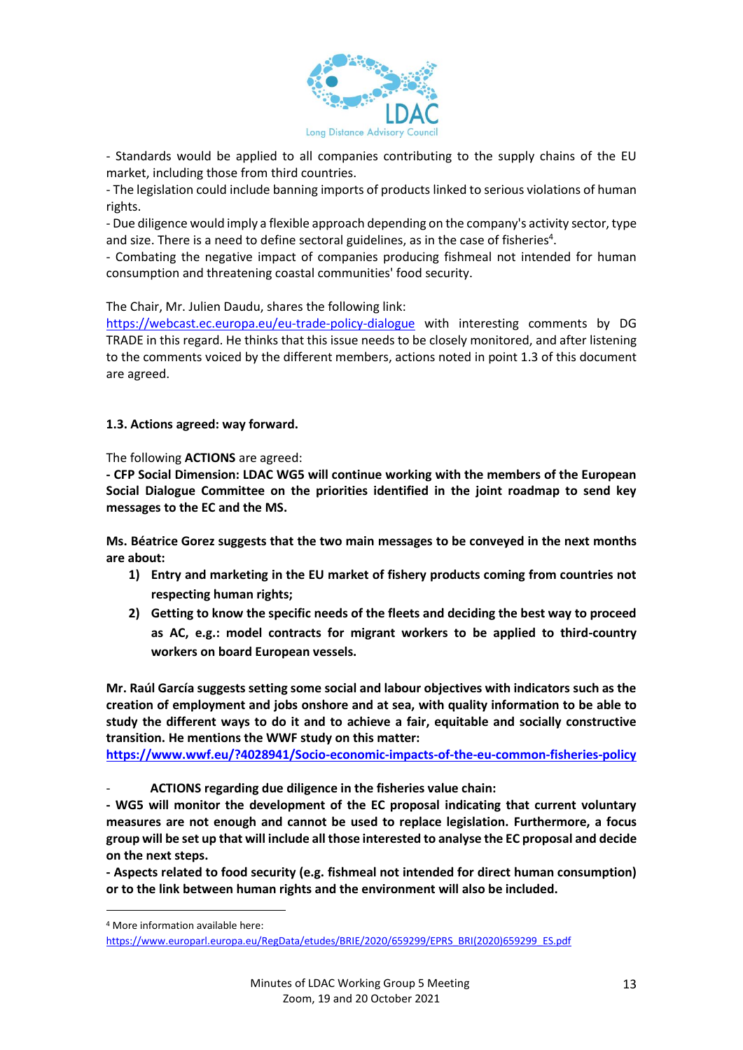- Standards would be applied to all companies contributing to the supply chains of the EU market, including those from third countries.
- The legislation could include banning imports of products linked to serious violations of human rights.
- Due diligence would imply a flexible approach depending on the company's activity sector, type and size. There is a need to define sectoral guidelines, as in the case of fisheries[4].
- Combating the negative impact of companies producing fishmeal not intended for human consumption and threatening coastal communities' food security.

The Chair, Mr. Julien Daudu, shares the following link: https://webcast.ec.europa.eu/eu-trade-policy-dialogue with interesting comments by DG TRADE in this regard. He thinks that this issue needs to be closely monitored, and after listening to the comments voiced by the different members, actions noted in point 1.3 of this document are agreed.

**1.3. Actions agreed: way forward.**

The following **ACTIONS** are agreed:

**- CFP Social Dimension: LDAC WG5 will continue working with the members of the European Social Dialogue Committee on the priorities identified in the joint roadmap to send key messages to the EC and the MS.**

**Ms. Béatrice Gorez suggests that the two main messages to be conveyed in the next months are about:**

1) **Entry and marketing in the EU market of fishery products coming from countries not respecting human rights;**
2) **Getting to know the specific needs of the fleets and deciding the best way to proceed as AC, e.g.: model contracts for migrant workers to be applied to third-country workers on board European vessels.**

**Mr. Raúl García suggests setting some social and labour objectives with indicators such as the creation of employment and jobs onshore and at sea, with quality information to be able to study the different ways to do it and to achieve a fair, equitable and socially constructive transition. He mentions the WWF study on this matter:**
**https://www.wwf.eu/?4028941/Socio-economic-impacts-of-the-eu-common-fisheries-policy**

- **ACTIONS regarding due diligence in the fisheries value chain:**

**- WG5 will monitor the development of the EC proposal indicating that current voluntary measures are not enough and cannot be used to replace legislation. Furthermore, a focus group will be set up that will include all those interested to analyse the EC proposal and decide on the next steps.**

**- Aspects related to food security (e.g. fishmeal not intended for direct human consumption) or to the link between human rights and the environment will also be included.**

[4] More information available here: https://www.europarl.europa.eu/RegData/etudes/BRIE/2020/659299/EPRS_BRI(2020)659299_ES.pdf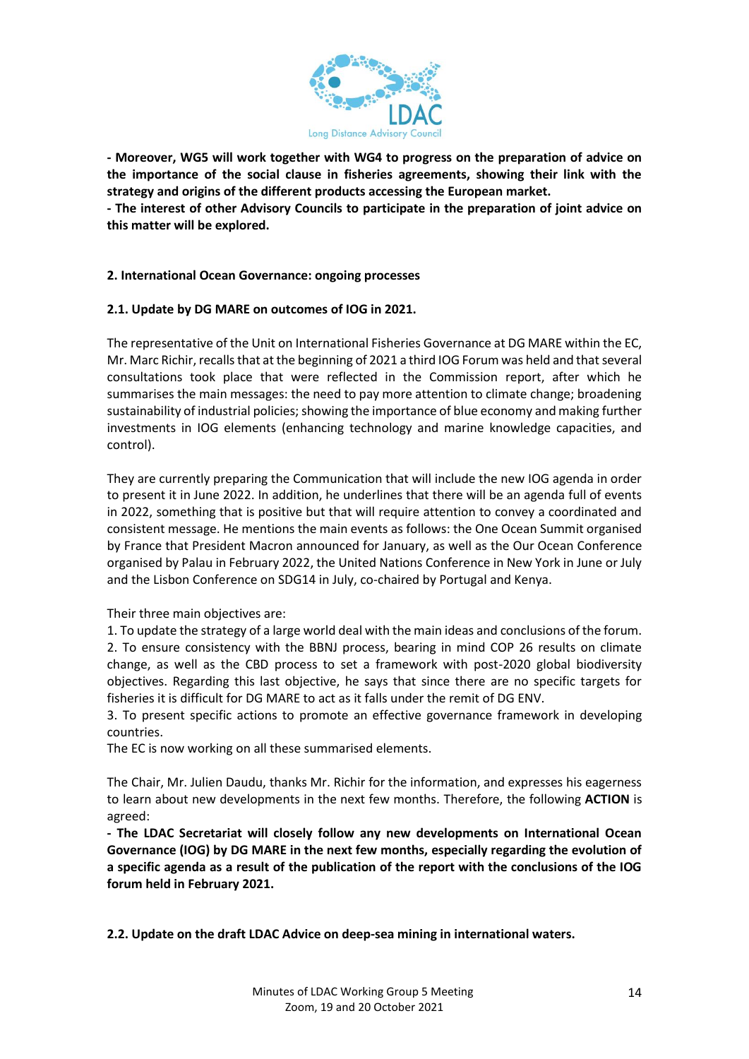**- Moreover, WG5 will work together with WG4 to progress on the preparation of advice on the importance of the social clause in fisheries agreements, showing their link with the strategy and origins of the different products accessing the European market.**
**- The interest of other Advisory Councils to participate in the preparation of joint advice on this matter will be explored.**

## 2. International Ocean Governance: ongoing processes

### 2.1. Update by DG MARE on outcomes of IOG in 2021.

The representative of the Unit on International Fisheries Governance at DG MARE within the EC, Mr. Marc Richir, recalls that at the beginning of 2021 a third IOG Forum was held and that several consultations took place that were reflected in the Commission report, after which he summarises the main messages: the need to pay more attention to climate change; broadening sustainability of industrial policies; showing the importance of blue economy and making further investments in IOG elements (enhancing technology and marine knowledge capacities, and control).

They are currently preparing the Communication that will include the new IOG agenda in order to present it in June 2022. In addition, he underlines that there will be an agenda full of events in 2022, something that is positive but that will require attention to convey a coordinated and consistent message. He mentions the main events as follows: the One Ocean Summit organised by France that President Macron announced for January, as well as the Our Ocean Conference organised by Palau in February 2022, the United Nations Conference in New York in June or July and the Lisbon Conference on SDG14 in July, co-chaired by Portugal and Kenya.

Their three main objectives are:
1. To update the strategy of a large world deal with the main ideas and conclusions of the forum.
2. To ensure consistency with the BBNJ process, bearing in mind COP 26 results on climate change, as well as the CBD process to set a framework with post-2020 global biodiversity objectives. Regarding this last objective, he says that since there are no specific targets for fisheries it is difficult for DG MARE to act as it falls under the remit of DG ENV.
3. To present specific actions to promote an effective governance framework in developing countries.
The EC is now working on all these summarised elements.

The Chair, Mr. Julien Daudu, thanks Mr. Richir for the information, and expresses his eagerness to learn about new developments in the next few months. Therefore, the following **ACTION** is agreed:
**- The LDAC Secretariat will closely follow any new developments on International Ocean Governance (IOG) by DG MARE in the next few months, especially regarding the evolution of a specific agenda as a result of the publication of the report with the conclusions of the IOG forum held in February 2021.**

### 2.2. Update on the draft LDAC Advice on deep-sea mining in international waters.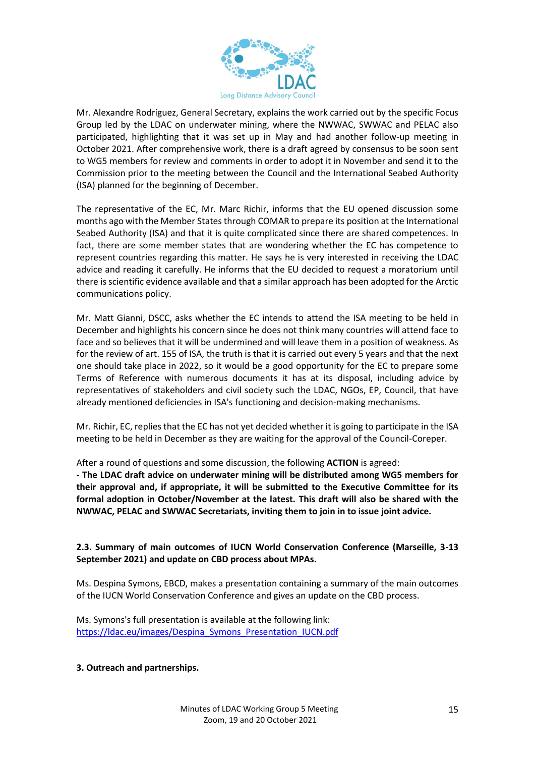Mr. Alexandre Rodríguez, General Secretary, explains the work carried out by the specific Focus Group led by the LDAC on underwater mining, where the NWWAC, SWWAC and PELAC also participated, highlighting that it was set up in May and had another follow-up meeting in October 2021. After comprehensive work, there is a draft agreed by consensus to be soon sent to WG5 members for review and comments in order to adopt it in November and send it to the Commission prior to the meeting between the Council and the International Seabed Authority (ISA) planned for the beginning of December.

The representative of the EC, Mr. Marc Richir, informs that the EU opened discussion some months ago with the Member States through COMAR to prepare its position at the International Seabed Authority (ISA) and that it is quite complicated since there are shared competences. In fact, there are some member states that are wondering whether the EC has competence to represent countries regarding this matter. He says he is very interested in receiving the LDAC advice and reading it carefully. He informs that the EU decided to request a moratorium until there is scientific evidence available and that a similar approach has been adopted for the Arctic communications policy.

Mr. Matt Gianni, DSCC, asks whether the EC intends to attend the ISA meeting to be held in December and highlights his concern since he does not think many countries will attend face to face and so believes that it will be undermined and will leave them in a position of weakness. As for the review of art. 155 of ISA, the truth is that it is carried out every 5 years and that the next one should take place in 2022, so it would be a good opportunity for the EC to prepare some Terms of Reference with numerous documents it has at its disposal, including advice by representatives of stakeholders and civil society such the LDAC, NGOs, EP, Council, that have already mentioned deficiencies in ISA's functioning and decision-making mechanisms.

Mr. Richir, EC, replies that the EC has not yet decided whether it is going to participate in the ISA meeting to be held in December as they are waiting for the approval of the Council-Coreper.

After a round of questions and some discussion, the following **ACTION** is agreed:

**- The LDAC draft advice on underwater mining will be distributed among WG5 members for their approval and, if appropriate, it will be submitted to the Executive Committee for its formal adoption in October/November at the latest. This draft will also be shared with the NWWAC, PELAC and SWWAC Secretariats, inviting them to join in to issue joint advice.**

### 2.3. Summary of main outcomes of IUCN World Conservation Conference (Marseille, 3-13 September 2021) and update on CBD process about MPAs.

Ms. Despina Symons, EBCD, makes a presentation containing a summary of the main outcomes of the IUCN World Conservation Conference and gives an update on the CBD process.

Ms. Symons's full presentation is available at the following link:
[https://ldac.eu/images/Despina_Symons_Presentation_IUCN.pdf](https://ldac.eu/images/Despina_Symons_Presentation_IUCN.pdf)

## 3. Outreach and partnerships.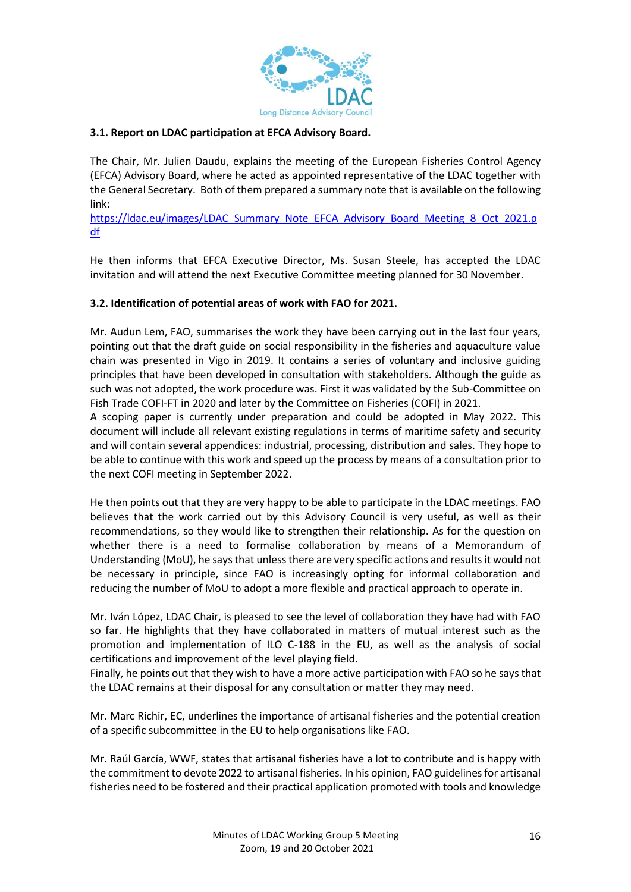**3.1. Report on LDAC participation at EFCA Advisory Board.**

The Chair, Mr. Julien Daudu, explains the meeting of the European Fisheries Control Agency (EFCA) Advisory Board, where he acted as appointed representative of the LDAC together with the General Secretary. Both of them prepared a summary note that is available on the following link:
https://ldac.eu/images/LDAC_Summary_Note_EFCA_Advisory_Board_Meeting_8_Oct_2021.pdf

He then informs that EFCA Executive Director, Ms. Susan Steele, has accepted the LDAC invitation and will attend the next Executive Committee meeting planned for 30 November.

**3.2. Identification of potential areas of work with FAO for 2021.**

Mr. Audun Lem, FAO, summarises the work they have been carrying out in the last four years, pointing out that the draft guide on social responsibility in the fisheries and aquaculture value chain was presented in Vigo in 2019. It contains a series of voluntary and inclusive guiding principles that have been developed in consultation with stakeholders. Although the guide as such was not adopted, the work procedure was. First it was validated by the Sub-Committee on Fish Trade COFI-FT in 2020 and later by the Committee on Fisheries (COFI) in 2021.
A scoping paper is currently under preparation and could be adopted in May 2022. This document will include all relevant existing regulations in terms of maritime safety and security and will contain several appendices: industrial, processing, distribution and sales. They hope to be able to continue with this work and speed up the process by means of a consultation prior to the next COFI meeting in September 2022.

He then points out that they are very happy to be able to participate in the LDAC meetings. FAO believes that the work carried out by this Advisory Council is very useful, as well as their recommendations, so they would like to strengthen their relationship. As for the question on whether there is a need to formalise collaboration by means of a Memorandum of Understanding (MoU), he says that unless there are very specific actions and results it would not be necessary in principle, since FAO is increasingly opting for informal collaboration and reducing the number of MoU to adopt a more flexible and practical approach to operate in.

Mr. Iván López, LDAC Chair, is pleased to see the level of collaboration they have had with FAO so far. He highlights that they have collaborated in matters of mutual interest such as the promotion and implementation of ILO C-188 in the EU, as well as the analysis of social certifications and improvement of the level playing field.
Finally, he points out that they wish to have a more active participation with FAO so he says that the LDAC remains at their disposal for any consultation or matter they may need.

Mr. Marc Richir, EC, underlines the importance of artisanal fisheries and the potential creation of a specific subcommittee in the EU to help organisations like FAO.

Mr. Raúl García, WWF, states that artisanal fisheries have a lot to contribute and is happy with the commitment to devote 2022 to artisanal fisheries. In his opinion, FAO guidelines for artisanal fisheries need to be fostered and their practical application promoted with tools and knowledge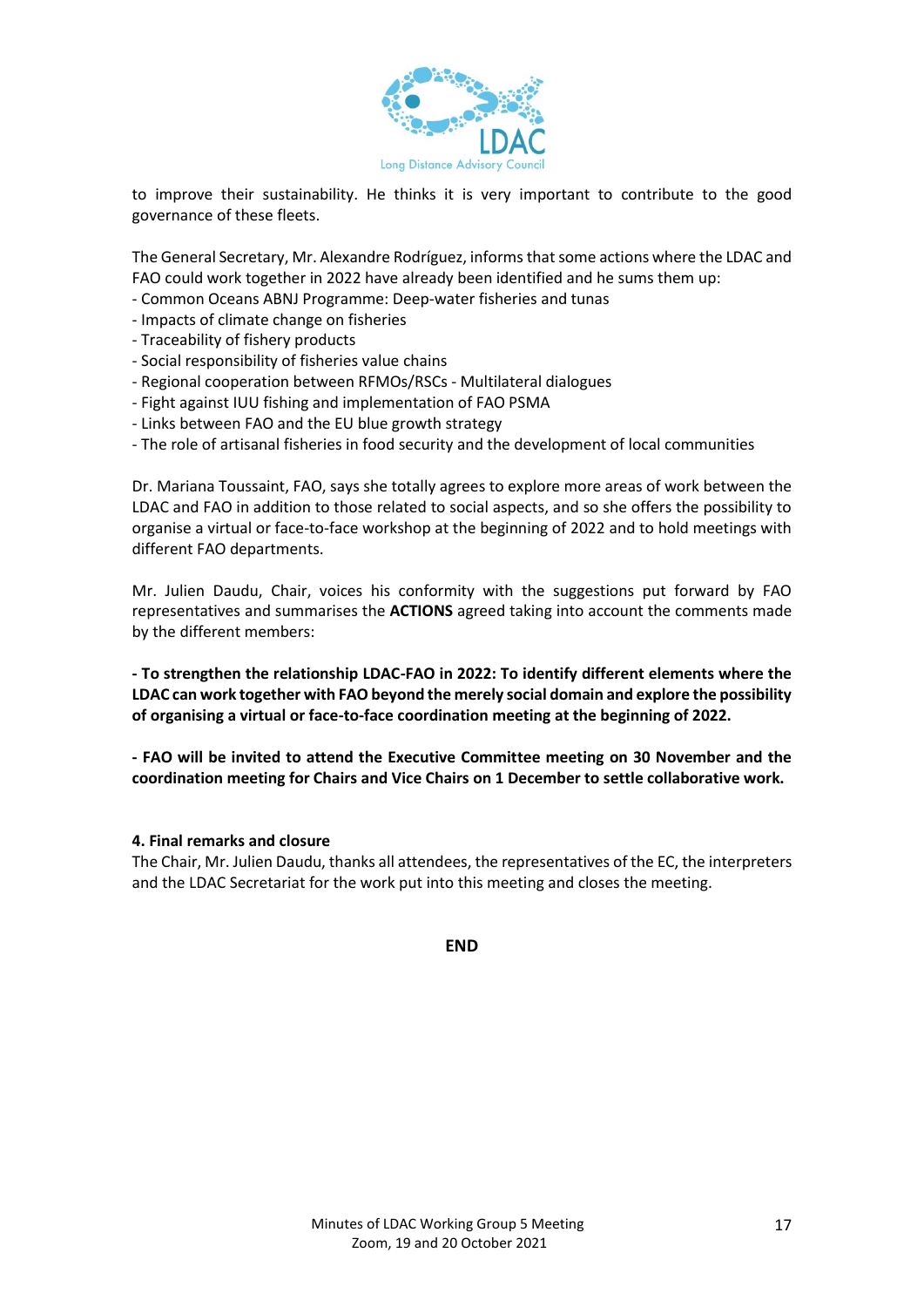to improve their sustainability. He thinks it is very important to contribute to the good governance of these fleets.

The General Secretary, Mr. Alexandre Rodríguez, informs that some actions where the LDAC and FAO could work together in 2022 have already been identified and he sums them up:
- Common Oceans ABNJ Programme: Deep-water fisheries and tunas
- Impacts of climate change on fisheries
- Traceability of fishery products
- Social responsibility of fisheries value chains
- Regional cooperation between RFMOs/RSCs - Multilateral dialogues
- Fight against IUU fishing and implementation of FAO PSMA
- Links between FAO and the EU blue growth strategy
- The role of artisanal fisheries in food security and the development of local communities

Dr. Mariana Toussaint, FAO, says she totally agrees to explore more areas of work between the LDAC and FAO in addition to those related to social aspects, and so she offers the possibility to organise a virtual or face-to-face workshop at the beginning of 2022 and to hold meetings with different FAO departments.

Mr. Julien Daudu, Chair, voices his conformity with the suggestions put forward by FAO representatives and summarises the **ACTIONS** agreed taking into account the comments made by the different members:

**- To strengthen the relationship LDAC-FAO in 2022: To identify different elements where the LDAC can work together with FAO beyond the merely social domain and explore the possibility of organising a virtual or face-to-face coordination meeting at the beginning of 2022.**

**- FAO will be invited to attend the Executive Committee meeting on 30 November and the coordination meeting for Chairs and Vice Chairs on 1 December to settle collaborative work.**

**4. Final remarks and closure**

The Chair, Mr. Julien Daudu, thanks all attendees, the representatives of the EC, the interpreters and the LDAC Secretariat for the work put into this meeting and closes the meeting.

**END**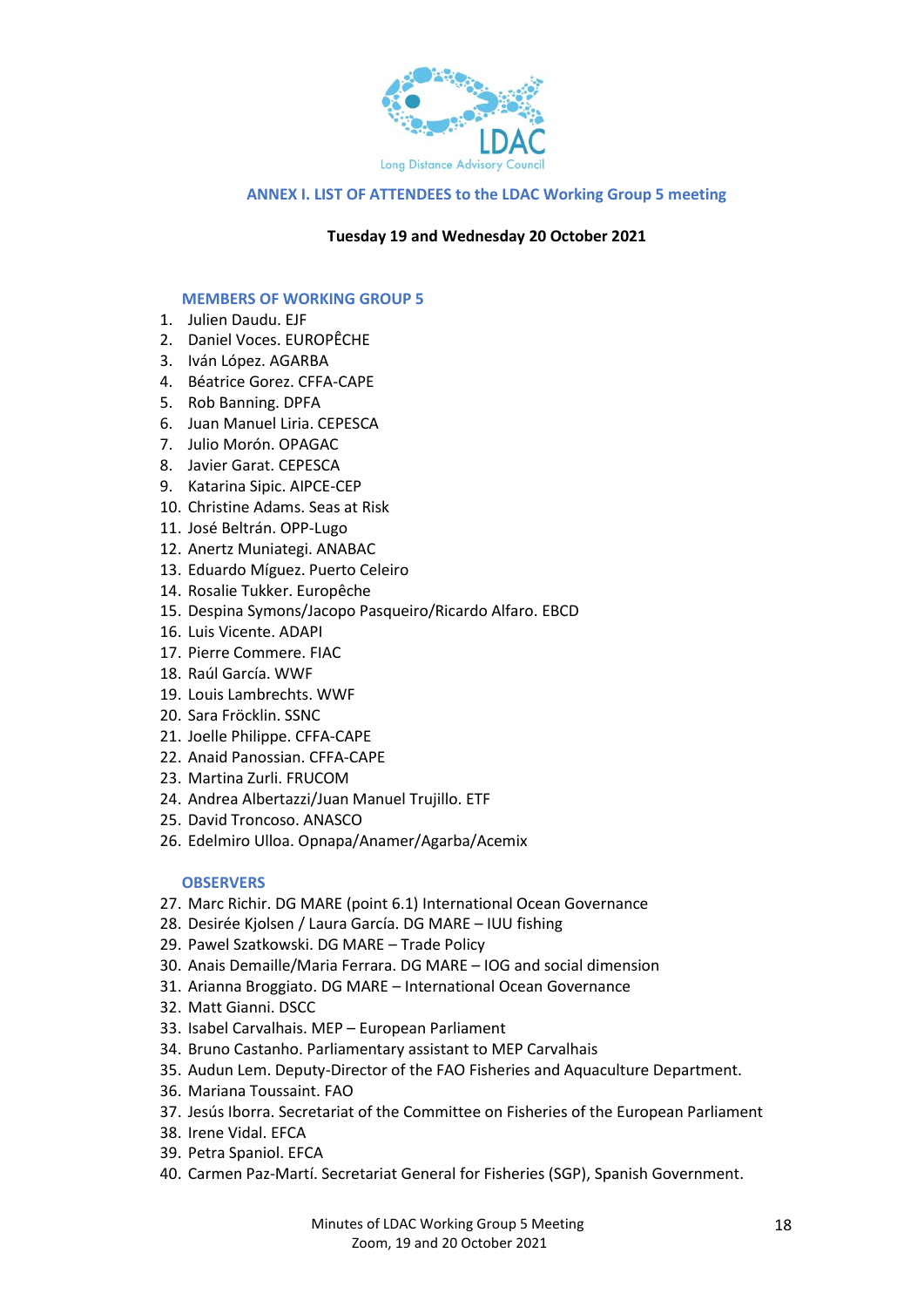## ANNEX I. LIST OF ATTENDEES to the LDAC Working Group 5 meeting

**Tuesday 19 and Wednesday 20 October 2021**

### MEMBERS OF WORKING GROUP 5

1. Julien Daudu. EJF
2. Daniel Voces. EUROPÊCHE
3. Iván López. AGARBA
4. Béatrice Gorez. CFFA-CAPE
5. Rob Banning. DPFA
6. Juan Manuel Liria. CEPESCA
7. Julio Morón. OPAGAC
8. Javier Garat. CEPESCA
9. Katarina Sipic. AIPCE-CEP
10. Christine Adams. Seas at Risk
11. José Beltrán. OPP-Lugo
12. Anertz Muniategi. ANABAC
13. Eduardo Míguez. Puerto Celeiro
14. Rosalie Tukker. Europêche
15. Despina Symons/Jacopo Pasqueiro/Ricardo Alfaro. EBCD
16. Luis Vicente. ADAPI
17. Pierre Commere. FIAC
18. Raúl García. WWF
19. Louis Lambrechts. WWF
20. Sara Fröcklin. SSNC
21. Joelle Philippe. CFFA-CAPE
22. Anaid Panossian. CFFA-CAPE
23. Martina Zurli. FRUCOM
24. Andrea Albertazzi/Juan Manuel Trujillo. ETF
25. David Troncoso. ANASCO
26. Edelmiro Ulloa. Opnapa/Anamer/Agarba/Acemix

### OBSERVERS

27. Marc Richir. DG MARE (point 6.1) International Ocean Governance
28. Desirée Kjolsen / Laura García. DG MARE – IUU fishing
29. Pawel Szatkowski. DG MARE – Trade Policy
30. Anais Demaille/Maria Ferrara. DG MARE – IOG and social dimension
31. Arianna Broggiato. DG MARE – International Ocean Governance
32. Matt Gianni. DSCC
33. Isabel Carvalhais. MEP – European Parliament
34. Bruno Castanho. Parliamentary assistant to MEP Carvalhais
35. Audun Lem. Deputy-Director of the FAO Fisheries and Aquaculture Department.
36. Mariana Toussaint. FAO
37. Jesús Iborra. Secretariat of the Committee on Fisheries of the European Parliament
38. Irene Vidal. EFCA
39. Petra Spaniol. EFCA
40. Carmen Paz-Martí. Secretariat General for Fisheries (SGP), Spanish Government.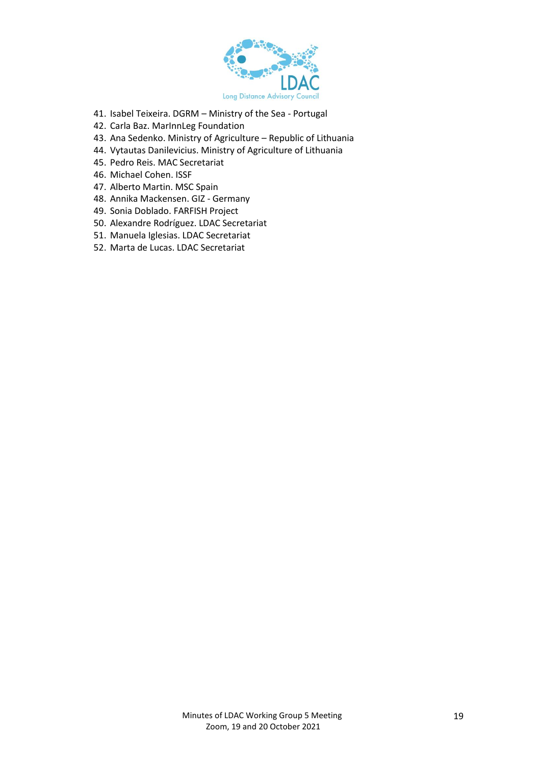41. Isabel Teixeira. DGRM – Ministry of the Sea - Portugal
42. Carla Baz. MarInnLeg Foundation
43. Ana Sedenko. Ministry of Agriculture – Republic of Lithuania
44. Vytautas Danilevicius. Ministry of Agriculture of Lithuania
45. Pedro Reis. MAC Secretariat
46. Michael Cohen. ISSF
47. Alberto Martin. MSC Spain
48. Annika Mackensen. GIZ - Germany
49. Sonia Doblado. FARFISH Project
50. Alexandre Rodríguez. LDAC Secretariat
51. Manuela Iglesias. LDAC Secretariat
52. Marta de Lucas. LDAC Secretariat